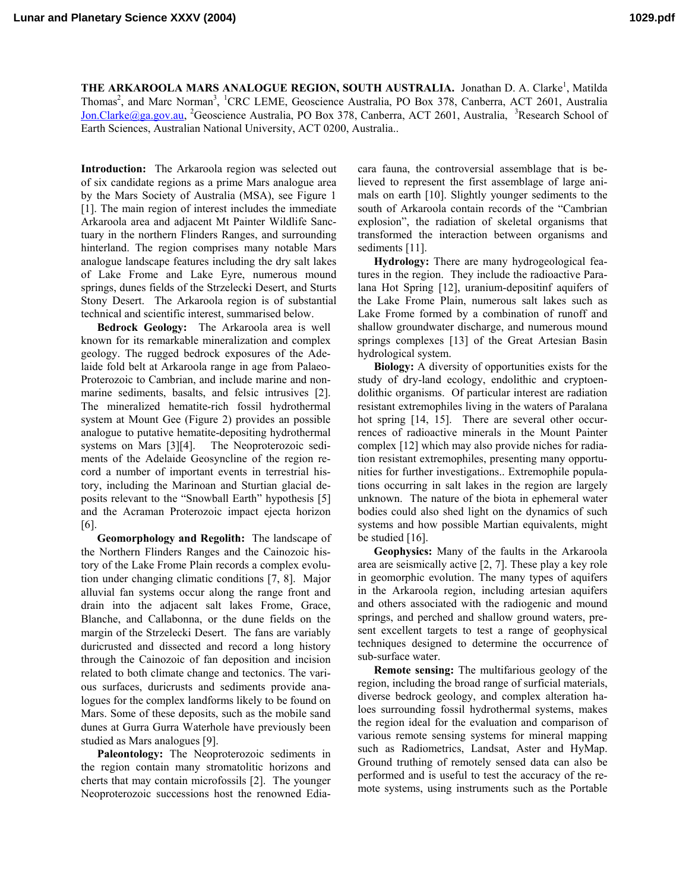**THE ARKAROOLA MARS ANALOGUE REGION, SOUTH AUSTRALIA.** Jonathan D. A. Clarke[1], Matilda Thomas[2], and Marc Norman[3], [1]CRC LEME, Geoscience Australia, PO Box 378, Canberra, ACT 2601, Australia Jon.Clarke@ga.gov.au, [2]Geoscience Australia, PO Box 378, Canberra, ACT 2601, Australia, [3]Research School of Earth Sciences, Australian National University, ACT 0200, Australia..

**Introduction:** The Arkaroola region was selected out of six candidate regions as a prime Mars analogue area by the Mars Society of Australia (MSA), see Figure 1 [1]. The main region of interest includes the immediate Arkaroola area and adjacent Mt Painter Wildlife Sanctuary in the northern Flinders Ranges, and surrounding hinterland. The region comprises many notable Mars analogue landscape features including the dry salt lakes of Lake Frome and Lake Eyre, numerous mound springs, dunes fields of the Strzelecki Desert, and Sturts Stony Desert. The Arkaroola region is of substantial technical and scientific interest, summarised below.

**Bedrock Geology:** The Arkaroola area is well known for its remarkable mineralization and complex geology. The rugged bedrock exposures of the Adelaide fold belt at Arkaroola range in age from Palaeo-Proterozoic to Cambrian, and include marine and non-marine sediments, basalts, and felsic intrusives [2]. The mineralized hematite-rich fossil hydrothermal system at Mount Gee (Figure 2) provides an possible analogue to putative hematite-depositing hydrothermal systems on Mars [3][4]. The Neoproterozoic sediments of the Adelaide Geosyncline of the region record a number of important events in terrestrial history, including the Marinoan and Sturtian glacial deposits relevant to the "Snowball Earth" hypothesis [5] and the Acraman Proterozoic impact ejecta horizon [6].

**Geomorphology and Regolith:** The landscape of the Northern Flinders Ranges and the Cainozoic history of the Lake Frome Plain records a complex evolution under changing climatic conditions [7, 8]. Major alluvial fan systems occur along the range front and drain into the adjacent salt lakes Frome, Grace, Blanche, and Callabonna, or the dune fields on the margin of the Strzelecki Desert. The fans are variably duricrusted and dissected and record a long history through the Cainozoic of fan deposition and incision related to both climate change and tectonics. The various surfaces, duricrusts and sediments provide analogues for the complex landforms likely to be found on Mars. Some of these deposits, such as the mobile sand dunes at Gurra Gurra Waterhole have previously been studied as Mars analogues [9].

**Paleontology:** The Neoproterozoic sediments in the region contain many stromatolitic horizons and cherts that may contain microfossils [2]. The younger Neoproterozoic successions host the renowned Ediacara fauna, the controversial assemblage that is believed to represent the first assemblage of large animals on earth [10]. Slightly younger sediments to the south of Arkaroola contain records of the "Cambrian explosion", the radiation of skeletal organisms that transformed the interaction between organisms and sediments [11].

**Hydrology:** There are many hydrogeological features in the region. They include the radioactive Paralana Hot Spring [12], uranium-depositinf aquifers of the Lake Frome Plain, numerous salt lakes such as Lake Frome formed by a combination of runoff and shallow groundwater discharge, and numerous mound springs complexes [13] of the Great Artesian Basin hydrological system.

**Biology:** A diversity of opportunities exists for the study of dry-land ecology, endolithic and cryptoendolithic organisms. Of particular interest are radiation resistant extremophiles living in the waters of Paralana hot spring [14, 15]. There are several other occurrences of radioactive minerals in the Mount Painter complex [12] which may also provide niches for radiation resistant extremophiles, presenting many opportunities for further investigations.. Extremophile populations occurring in salt lakes in the region are largely unknown. The nature of the biota in ephemeral water bodies could also shed light on the dynamics of such systems and how possible Martian equivalents, might be studied [16].

**Geophysics:** Many of the faults in the Arkaroola area are seismically active [2, 7]. These play a key role in geomorphic evolution. The many types of aquifers in the Arkaroola region, including artesian aquifers and others associated with the radiogenic and mound springs, and perched and shallow ground waters, present excellent targets to test a range of geophysical techniques designed to determine the occurrence of sub-surface water.

**Remote sensing:** The multifarious geology of the region, including the broad range of surficial materials, diverse bedrock geology, and complex alteration haloes surrounding fossil hydrothermal systems, makes the region ideal for the evaluation and comparison of various remote sensing systems for mineral mapping such as Radiometrics, Landsat, Aster and HyMap. Ground truthing of remotely sensed data can also be performed and is useful to test the accuracy of the remote systems, using instruments such as the Portable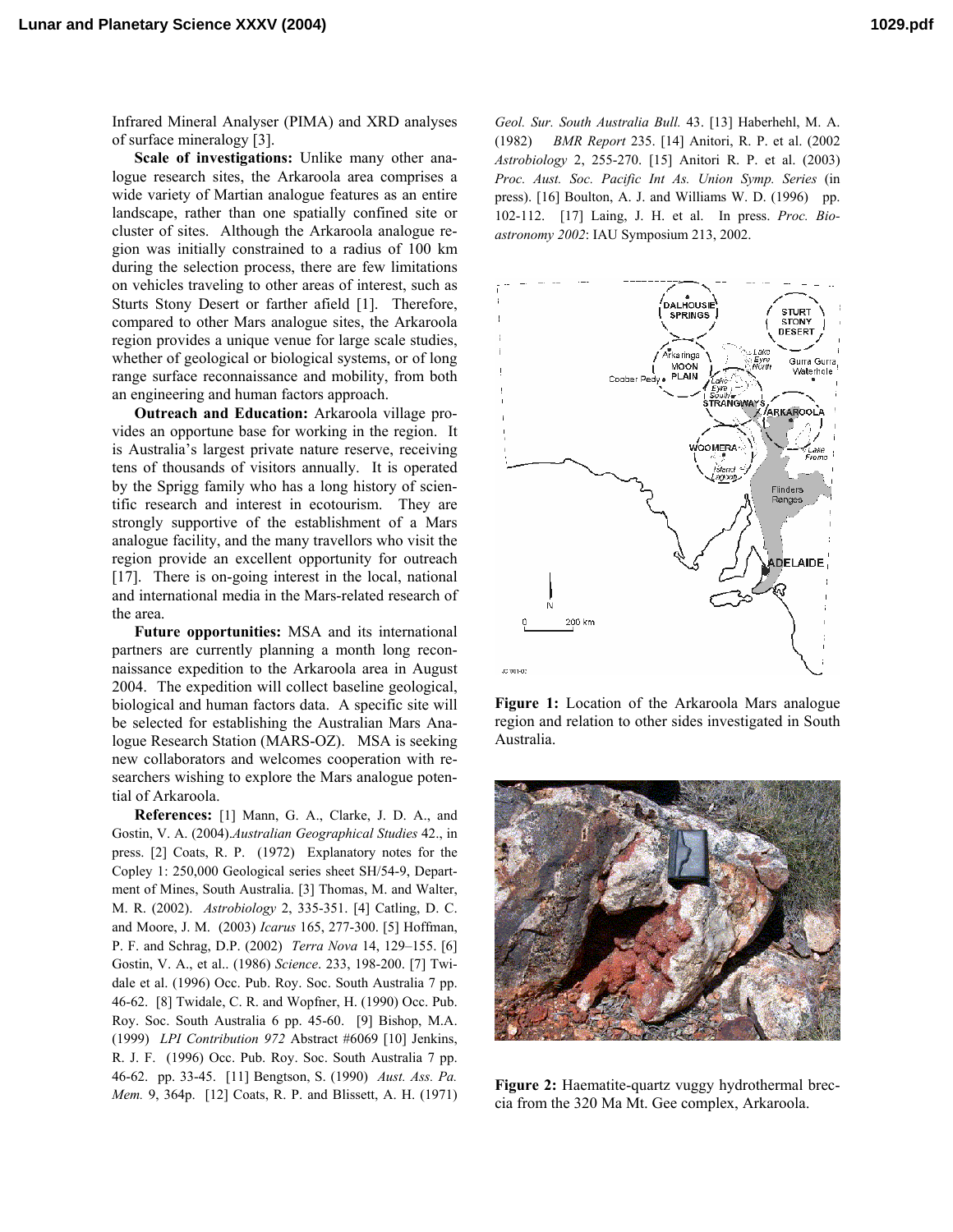Infrared Mineral Analyser (PIMA) and XRD analyses of surface mineralogy [3].

**Scale of investigations:** Unlike many other analogue research sites, the Arkaroola area comprises a wide variety of Martian analogue features as an entire landscape, rather than one spatially confined site or cluster of sites. Although the Arkaroola analogue region was initially constrained to a radius of 100 km during the selection process, there are few limitations on vehicles traveling to other areas of interest, such as Sturts Stony Desert or farther afield [1]. Therefore, compared to other Mars analogue sites, the Arkaroola region provides a unique venue for large scale studies, whether of geological or biological systems, or of long range surface reconnaissance and mobility, from both an engineering and human factors approach.

**Outreach and Education:** Arkaroola village provides an opportune base for working in the region. It is Australia's largest private nature reserve, receiving tens of thousands of visitors annually. It is operated by the Sprigg family who has a long history of scientific research and interest in ecotourism. They are strongly supportive of the establishment of a Mars analogue facility, and the many travellors who visit the region provide an excellent opportunity for outreach [17]. There is on-going interest in the local, national and international media in the Mars-related research of the area.

**Future opportunities:** MSA and its international partners are currently planning a month long reconnaissance expedition to the Arkaroola area in August 2004. The expedition will collect baseline geological, biological and human factors data. A specific site will be selected for establishing the Australian Mars Analogue Research Station (MARS-OZ). MSA is seeking new collaborators and welcomes cooperation with researchers wishing to explore the Mars analogue potential of Arkaroola.

**References:** [1] Mann, G. A., Clarke, J. D. A., and Gostin, V. A. (2004).*Australian Geographical Studies* 42., in press. [2] Coats, R. P. (1972) Explanatory notes for the Copley 1: 250,000 Geological series sheet SH/54-9, Department of Mines, South Australia. [3] Thomas, M. and Walter, M. R. (2002). *Astrobiology* 2, 335-351. [4] Catling, D. C. and Moore, J. M. (2003) *Icarus* 165, 277-300. [5] Hoffman, P. F. and Schrag, D.P. (2002) *Terra Nova* 14, 129–155. [6] Gostin, V. A., et al.. (1986) *Science*. 233, 198-200. [7] Twidale et al. (1996) Occ. Pub. Roy. Soc. South Australia 7 pp. 46-62. [8] Twidale, C. R. and Wopfner, H. (1990) Occ. Pub. Roy. Soc. South Australia 6 pp. 45-60. [9] Bishop, M.A. (1999) *LPI Contribution 972* Abstract #6069 [10] Jenkins, R. J. F. (1996) Occ. Pub. Roy. Soc. South Australia 7 pp. 46-62. pp. 33-45. [11] Bengtson, S. (1990) *Aust. Ass. Pa. Mem.* 9, 364p. [12] Coats, R. P. and Blissett, A. H. (1971) *Geol. Sur. South Australia Bull.* 43. [13] Haberhehl, M. A. (1982) *BMR Report* 235. [14] Anitori, R. P. et al. (2002 *Astrobiology* 2, 255-270. [15] Anitori R. P. et al. (2003) *Proc. Aust. Soc. Pacific Int As. Union Symp. Series* (in press). [16] Boulton, A. J. and Williams W. D. (1996) pp. 102-112. [17] Laing, J. H. et al. In press. *Proc. Bioastronomy 2002*: IAU Symposium 213, 2002.

DALHOUSIE SPRINGS
STURT STONY DESERT
Arkaringa
MOON PLAIN
Lake Eyre North
Gurra Gurra Waterhole
Coober Pedy
Lake Eyre South
STRANGWAYS
ARKAROOLA
WOOMERA
Lake Frome
Island Lagoon
Flinders Ranges
ADELAIDE
N
0 200 km

**Figure 1:** Location of the Arkaroola Mars analogue region and relation to other sides investigated in South Australia.

**Figure 2:** Haematite-quartz vuggy hydrothermal breccia from the 320 Ma Mt. Gee complex, Arkaroola.